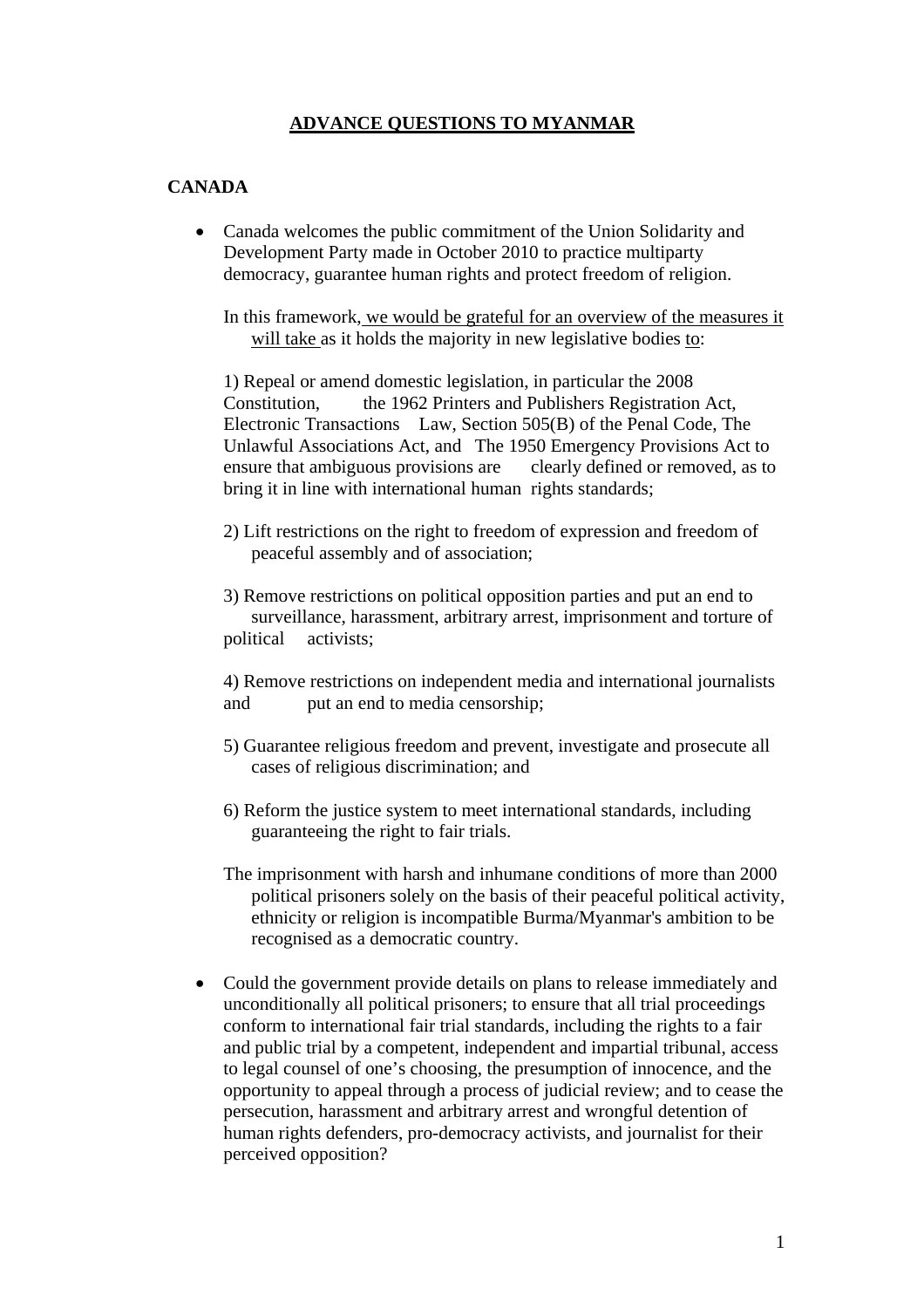# ADVANCE QUESTIONS TO MYANMAR

## CANADA

- Canada welcomes the public commitment of the Union Solidarity and Development Party made in October 2010 to practice multiparty democracy, guarantee human rights and protect freedom of religion.

  In this framework, we would be grateful for an overview of the measures it will take as it holds the majority in new legislative bodies to:

  1) Repeal or amend domestic legislation, in particular the 2008 Constitution, the 1962 Printers and Publishers Registration Act, Electronic Transactions Law, Section 505(B) of the Penal Code, The Unlawful Associations Act, and The 1950 Emergency Provisions Act to ensure that ambiguous provisions are clearly defined or removed, as to bring it in line with international human rights standards;

  2) Lift restrictions on the right to freedom of expression and freedom of peaceful assembly and of association;

  3) Remove restrictions on political opposition parties and put an end to surveillance, harassment, arbitrary arrest, imprisonment and torture of political activists;

  4) Remove restrictions on independent media and international journalists and put an end to media censorship;

  5) Guarantee religious freedom and prevent, investigate and prosecute all cases of religious discrimination; and

  6) Reform the justice system to meet international standards, including guaranteeing the right to fair trials.

  The imprisonment with harsh and inhumane conditions of more than 2000 political prisoners solely on the basis of their peaceful political activity, ethnicity or religion is incompatible Burma/Myanmar's ambition to be recognised as a democratic country.

- Could the government provide details on plans to release immediately and unconditionally all political prisoners; to ensure that all trial proceedings conform to international fair trial standards, including the rights to a fair and public trial by a competent, independent and impartial tribunal, access to legal counsel of one's choosing, the presumption of innocence, and the opportunity to appeal through a process of judicial review; and to cease the persecution, harassment and arbitrary arrest and wrongful detention of human rights defenders, pro-democracy activists, and journalist for their perceived opposition?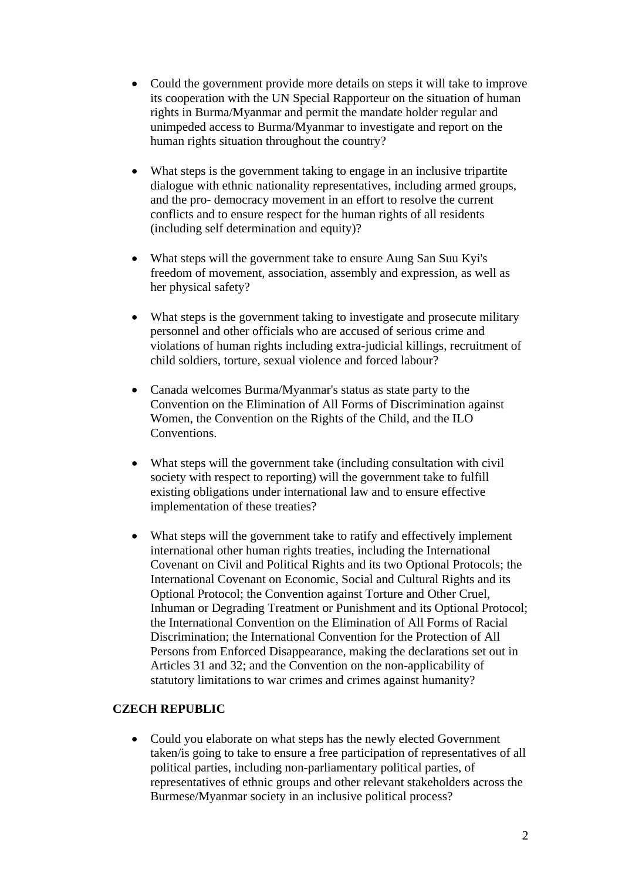- Could the government provide more details on steps it will take to improve its cooperation with the UN Special Rapporteur on the situation of human rights in Burma/Myanmar and permit the mandate holder regular and unimpeded access to Burma/Myanmar to investigate and report on the human rights situation throughout the country?

- What steps is the government taking to engage in an inclusive tripartite dialogue with ethnic nationality representatives, including armed groups, and the pro- democracy movement in an effort to resolve the current conflicts and to ensure respect for the human rights of all residents (including self determination and equity)?

- What steps will the government take to ensure Aung San Suu Kyi's freedom of movement, association, assembly and expression, as well as her physical safety?

- What steps is the government taking to investigate and prosecute military personnel and other officials who are accused of serious crime and violations of human rights including extra-judicial killings, recruitment of child soldiers, torture, sexual violence and forced labour?

- Canada welcomes Burma/Myanmar's status as state party to the Convention on the Elimination of All Forms of Discrimination against Women, the Convention on the Rights of the Child, and the ILO Conventions.

- What steps will the government take (including consultation with civil society with respect to reporting) will the government take to fulfill existing obligations under international law and to ensure effective implementation of these treaties?

- What steps will the government take to ratify and effectively implement international other human rights treaties, including the International Covenant on Civil and Political Rights and its two Optional Protocols; the International Covenant on Economic, Social and Cultural Rights and its Optional Protocol; the Convention against Torture and Other Cruel, Inhuman or Degrading Treatment or Punishment and its Optional Protocol; the International Convention on the Elimination of All Forms of Racial Discrimination; the International Convention for the Protection of All Persons from Enforced Disappearance, making the declarations set out in Articles 31 and 32; and the Convention on the non-applicability of statutory limitations to war crimes and crimes against humanity?

**CZECH REPUBLIC**

- Could you elaborate on what steps has the newly elected Government taken/is going to take to ensure a free participation of representatives of all political parties, including non-parliamentary political parties, of representatives of ethnic groups and other relevant stakeholders across the Burmese/Myanmar society in an inclusive political process?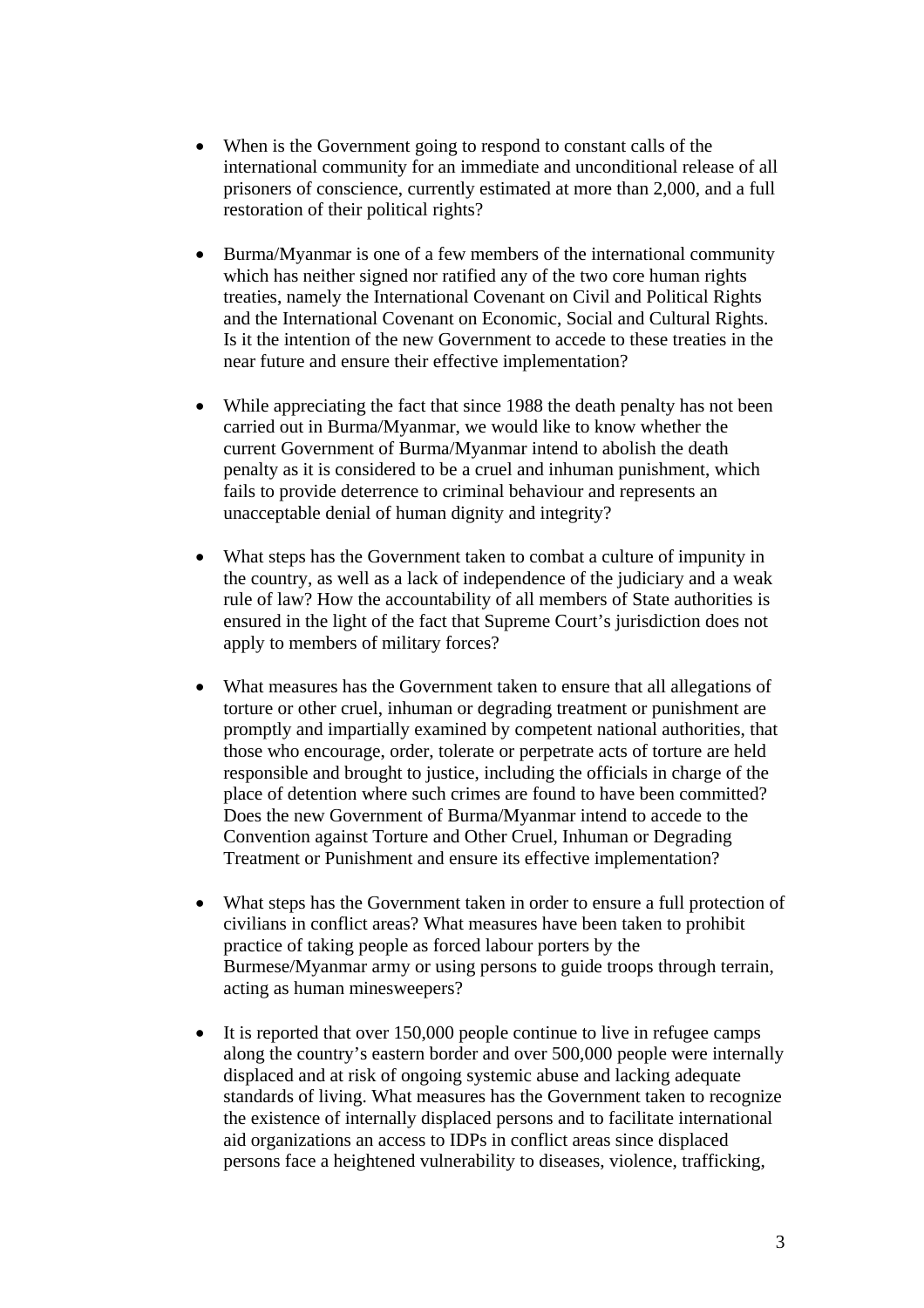- When is the Government going to respond to constant calls of the international community for an immediate and unconditional release of all prisoners of conscience, currently estimated at more than 2,000, and a full restoration of their political rights?

- Burma/Myanmar is one of a few members of the international community which has neither signed nor ratified any of the two core human rights treaties, namely the International Covenant on Civil and Political Rights and the International Covenant on Economic, Social and Cultural Rights. Is it the intention of the new Government to accede to these treaties in the near future and ensure their effective implementation?

- While appreciating the fact that since 1988 the death penalty has not been carried out in Burma/Myanmar, we would like to know whether the current Government of Burma/Myanmar intend to abolish the death penalty as it is considered to be a cruel and inhuman punishment, which fails to provide deterrence to criminal behaviour and represents an unacceptable denial of human dignity and integrity?

- What steps has the Government taken to combat a culture of impunity in the country, as well as a lack of independence of the judiciary and a weak rule of law? How the accountability of all members of State authorities is ensured in the light of the fact that Supreme Court's jurisdiction does not apply to members of military forces?

- What measures has the Government taken to ensure that all allegations of torture or other cruel, inhuman or degrading treatment or punishment are promptly and impartially examined by competent national authorities, that those who encourage, order, tolerate or perpetrate acts of torture are held responsible and brought to justice, including the officials in charge of the place of detention where such crimes are found to have been committed? Does the new Government of Burma/Myanmar intend to accede to the Convention against Torture and Other Cruel, Inhuman or Degrading Treatment or Punishment and ensure its effective implementation?

- What steps has the Government taken in order to ensure a full protection of civilians in conflict areas? What measures have been taken to prohibit practice of taking people as forced labour porters by the Burmese/Myanmar army or using persons to guide troops through terrain, acting as human minesweepers?

- It is reported that over 150,000 people continue to live in refugee camps along the country's eastern border and over 500,000 people were internally displaced and at risk of ongoing systemic abuse and lacking adequate standards of living. What measures has the Government taken to recognize the existence of internally displaced persons and to facilitate international aid organizations an access to IDPs in conflict areas since displaced persons face a heightened vulnerability to diseases, violence, trafficking,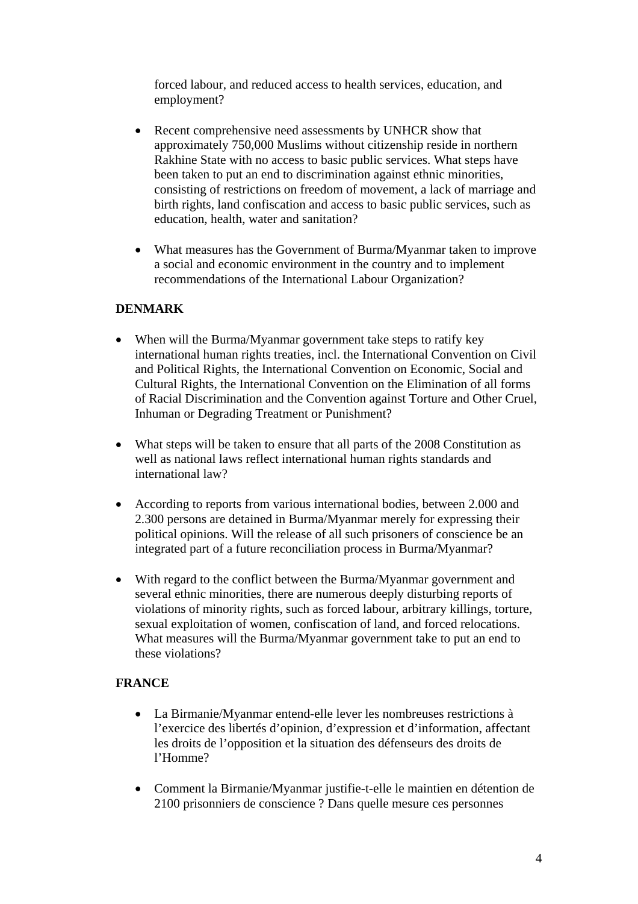forced labour, and reduced access to health services, education, and employment?

- Recent comprehensive need assessments by UNHCR show that approximately 750,000 Muslims without citizenship reside in northern Rakhine State with no access to basic public services. What steps have been taken to put an end to discrimination against ethnic minorities, consisting of restrictions on freedom of movement, a lack of marriage and birth rights, land confiscation and access to basic public services, such as education, health, water and sanitation?

- What measures has the Government of Burma/Myanmar taken to improve a social and economic environment in the country and to implement recommendations of the International Labour Organization?

**DENMARK**

- When will the Burma/Myanmar government take steps to ratify key international human rights treaties, incl. the International Convention on Civil and Political Rights, the International Convention on Economic, Social and Cultural Rights, the International Convention on the Elimination of all forms of Racial Discrimination and the Convention against Torture and Other Cruel, Inhuman or Degrading Treatment or Punishment?

- What steps will be taken to ensure that all parts of the 2008 Constitution as well as national laws reflect international human rights standards and international law?

- According to reports from various international bodies, between 2.000 and 2.300 persons are detained in Burma/Myanmar merely for expressing their political opinions. Will the release of all such prisoners of conscience be an integrated part of a future reconciliation process in Burma/Myanmar?

- With regard to the conflict between the Burma/Myanmar government and several ethnic minorities, there are numerous deeply disturbing reports of violations of minority rights, such as forced labour, arbitrary killings, torture, sexual exploitation of women, confiscation of land, and forced relocations. What measures will the Burma/Myanmar government take to put an end to these violations?

**FRANCE**

- La Birmanie/Myanmar entend-elle lever les nombreuses restrictions à l'exercice des libertés d'opinion, d'expression et d'information, affectant les droits de l'opposition et la situation des défenseurs des droits de l'Homme?

- Comment la Birmanie/Myanmar justifie-t-elle le maintien en détention de 2100 prisonniers de conscience ? Dans quelle mesure ces personnes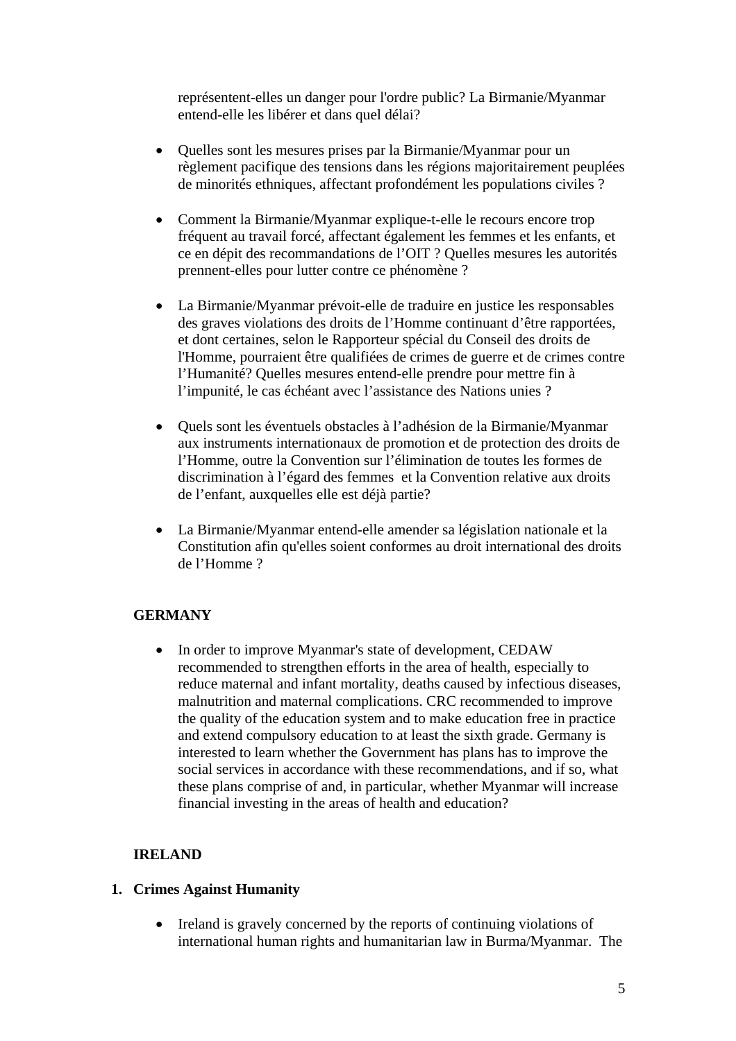représentent-elles un danger pour l'ordre public? La Birmanie/Myanmar entend-elle les libérer et dans quel délai?

- Quelles sont les mesures prises par la Birmanie/Myanmar pour un règlement pacifique des tensions dans les régions majoritairement peuplées de minorités ethniques, affectant profondément les populations civiles ?

- Comment la Birmanie/Myanmar explique-t-elle le recours encore trop fréquent au travail forcé, affectant également les femmes et les enfants, et ce en dépit des recommandations de l'OIT ? Quelles mesures les autorités prennent-elles pour lutter contre ce phénomène ?

- La Birmanie/Myanmar prévoit-elle de traduire en justice les responsables des graves violations des droits de l'Homme continuant d'être rapportées, et dont certaines, selon le Rapporteur spécial du Conseil des droits de l'Homme, pourraient être qualifiées de crimes de guerre et de crimes contre l'Humanité? Quelles mesures entend-elle prendre pour mettre fin à l'impunité, le cas échéant avec l'assistance des Nations unies ?

- Quels sont les éventuels obstacles à l'adhésion de la Birmanie/Myanmar aux instruments internationaux de promotion et de protection des droits de l'Homme, outre la Convention sur l'élimination de toutes les formes de discrimination à l'égard des femmes et la Convention relative aux droits de l'enfant, auxquelles elle est déjà partie?

- La Birmanie/Myanmar entend-elle amender sa législation nationale et la Constitution afin qu'elles soient conformes au droit international des droits de l'Homme ?

**GERMANY**

- In order to improve Myanmar's state of development, CEDAW recommended to strengthen efforts in the area of health, especially to reduce maternal and infant mortality, deaths caused by infectious diseases, malnutrition and maternal complications. CRC recommended to improve the quality of the education system and to make education free in practice and extend compulsory education to at least the sixth grade. Germany is interested to learn whether the Government has plans has to improve the social services in accordance with these recommendations, and if so, what these plans comprise of and, in particular, whether Myanmar will increase financial investing in the areas of health and education?

**IRELAND**

1. **Crimes Against Humanity**

- Ireland is gravely concerned by the reports of continuing violations of international human rights and humanitarian law in Burma/Myanmar. The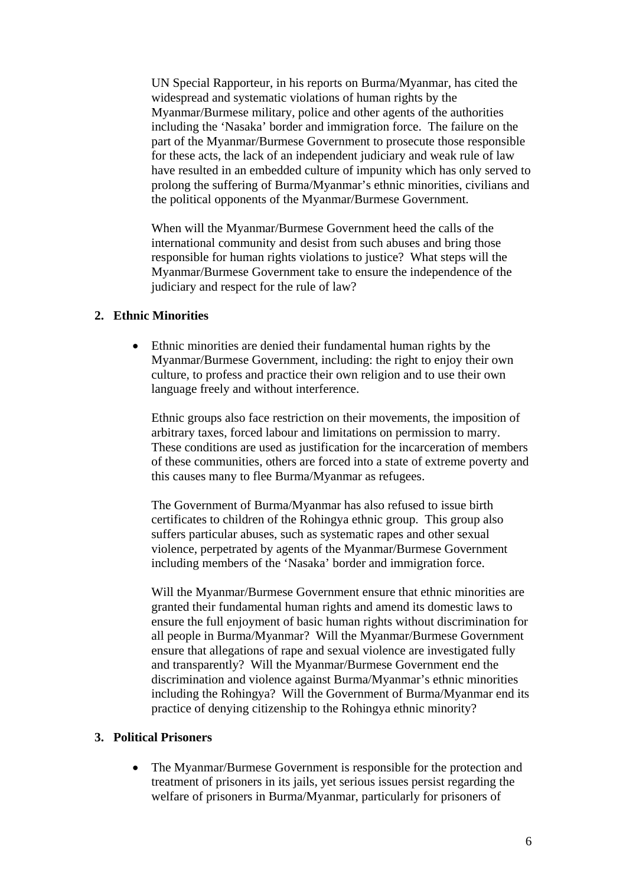UN Special Rapporteur, in his reports on Burma/Myanmar, has cited the widespread and systematic violations of human rights by the Myanmar/Burmese military, police and other agents of the authorities including the 'Nasaka' border and immigration force. The failure on the part of the Myanmar/Burmese Government to prosecute those responsible for these acts, the lack of an independent judiciary and weak rule of law have resulted in an embedded culture of impunity which has only served to prolong the suffering of Burma/Myanmar's ethnic minorities, civilians and the political opponents of the Myanmar/Burmese Government.

When will the Myanmar/Burmese Government heed the calls of the international community and desist from such abuses and bring those responsible for human rights violations to justice? What steps will the Myanmar/Burmese Government take to ensure the independence of the judiciary and respect for the rule of law?

**2. Ethnic Minorities**

- Ethnic minorities are denied their fundamental human rights by the Myanmar/Burmese Government, including: the right to enjoy their own culture, to profess and practice their own religion and to use their own language freely and without interference.

  Ethnic groups also face restriction on their movements, the imposition of arbitrary taxes, forced labour and limitations on permission to marry. These conditions are used as justification for the incarceration of members of these communities, others are forced into a state of extreme poverty and this causes many to flee Burma/Myanmar as refugees.

  The Government of Burma/Myanmar has also refused to issue birth certificates to children of the Rohingya ethnic group. This group also suffers particular abuses, such as systematic rapes and other sexual violence, perpetrated by agents of the Myanmar/Burmese Government including members of the 'Nasaka' border and immigration force.

  Will the Myanmar/Burmese Government ensure that ethnic minorities are granted their fundamental human rights and amend its domestic laws to ensure the full enjoyment of basic human rights without discrimination for all people in Burma/Myanmar? Will the Myanmar/Burmese Government ensure that allegations of rape and sexual violence are investigated fully and transparently? Will the Myanmar/Burmese Government end the discrimination and violence against Burma/Myanmar's ethnic minorities including the Rohingya? Will the Government of Burma/Myanmar end its practice of denying citizenship to the Rohingya ethnic minority?

**3. Political Prisoners**

- The Myanmar/Burmese Government is responsible for the protection and treatment of prisoners in its jails, yet serious issues persist regarding the welfare of prisoners in Burma/Myanmar, particularly for prisoners of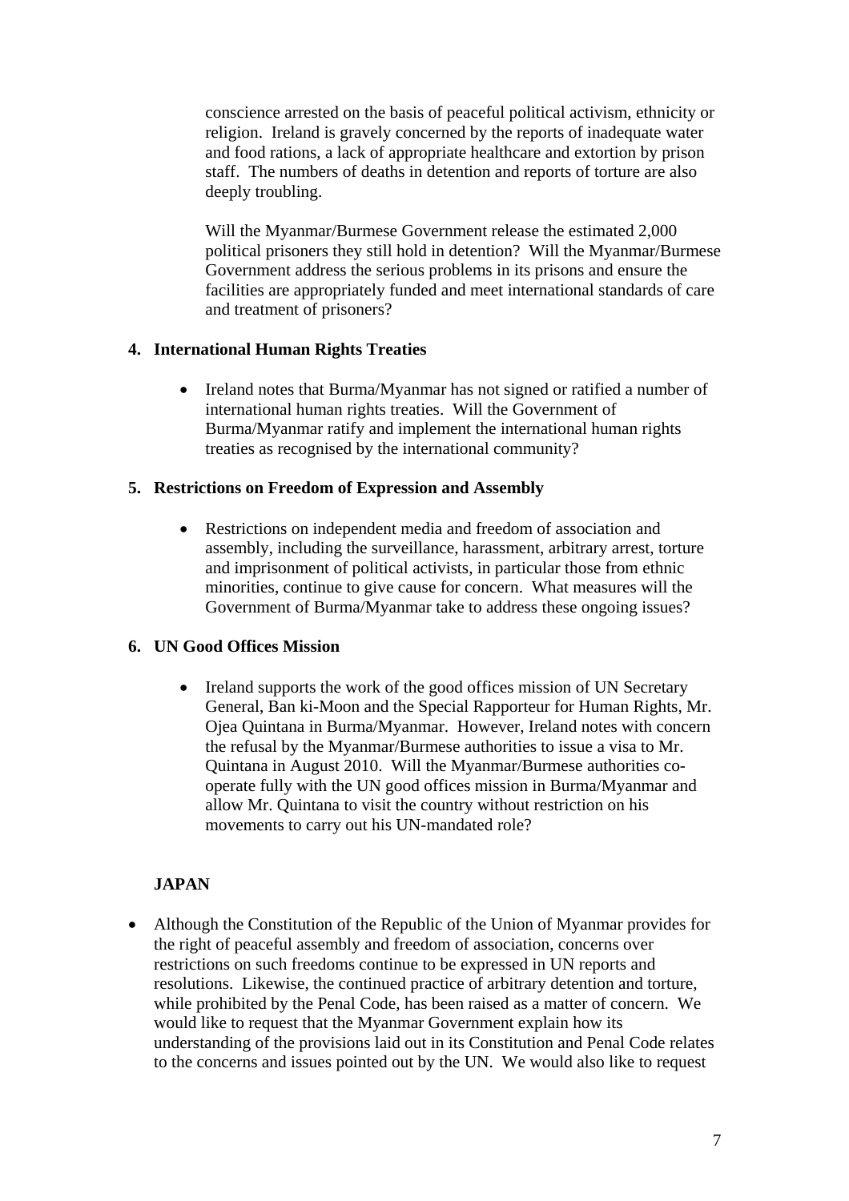conscience arrested on the basis of peaceful political activism, ethnicity or religion. Ireland is gravely concerned by the reports of inadequate water and food rations, a lack of appropriate healthcare and extortion by prison staff. The numbers of deaths in detention and reports of torture are also deeply troubling.

Will the Myanmar/Burmese Government release the estimated 2,000 political prisoners they still hold in detention? Will the Myanmar/Burmese Government address the serious problems in its prisons and ensure the facilities are appropriately funded and meet international standards of care and treatment of prisoners?

**4. International Human Rights Treaties**

- Ireland notes that Burma/Myanmar has not signed or ratified a number of international human rights treaties. Will the Government of Burma/Myanmar ratify and implement the international human rights treaties as recognised by the international community?

**5. Restrictions on Freedom of Expression and Assembly**

- Restrictions on independent media and freedom of association and assembly, including the surveillance, harassment, arbitrary arrest, torture and imprisonment of political activists, in particular those from ethnic minorities, continue to give cause for concern. What measures will the Government of Burma/Myanmar take to address these ongoing issues?

**6. UN Good Offices Mission**

- Ireland supports the work of the good offices mission of UN Secretary General, Ban ki-Moon and the Special Rapporteur for Human Rights, Mr. Ojea Quintana in Burma/Myanmar. However, Ireland notes with concern the refusal by the Myanmar/Burmese authorities to issue a visa to Mr. Quintana in August 2010. Will the Myanmar/Burmese authorities co-operate fully with the UN good offices mission in Burma/Myanmar and allow Mr. Quintana to visit the country without restriction on his movements to carry out his UN-mandated role?

**JAPAN**

- Although the Constitution of the Republic of the Union of Myanmar provides for the right of peaceful assembly and freedom of association, concerns over restrictions on such freedoms continue to be expressed in UN reports and resolutions. Likewise, the continued practice of arbitrary detention and torture, while prohibited by the Penal Code, has been raised as a matter of concern. We would like to request that the Myanmar Government explain how its understanding of the provisions laid out in its Constitution and Penal Code relates to the concerns and issues pointed out by the UN. We would also like to request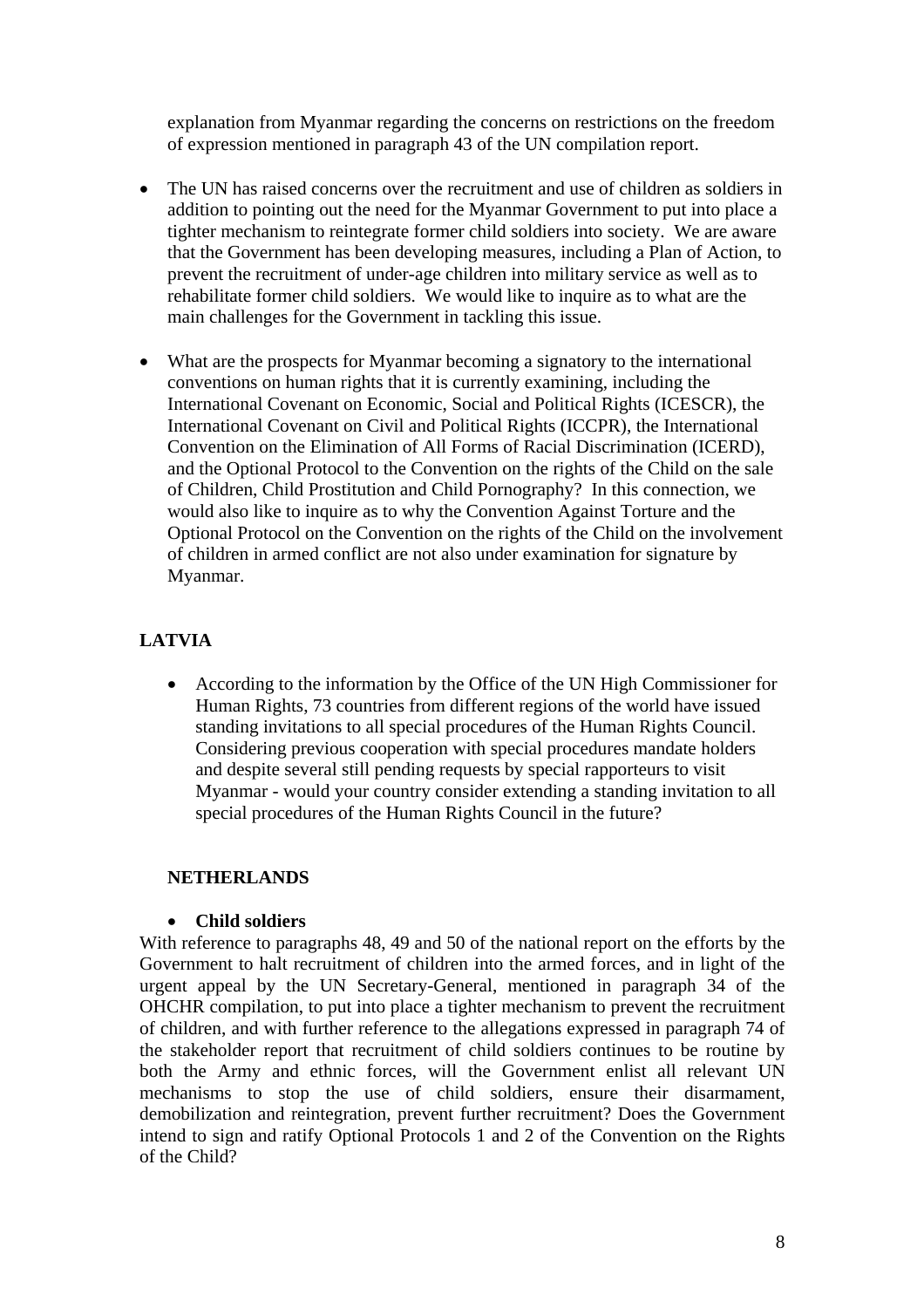explanation from Myanmar regarding the concerns on restrictions on the freedom of expression mentioned in paragraph 43 of the UN compilation report.

- The UN has raised concerns over the recruitment and use of children as soldiers in addition to pointing out the need for the Myanmar Government to put into place a tighter mechanism to reintegrate former child soldiers into society. We are aware that the Government has been developing measures, including a Plan of Action, to prevent the recruitment of under-age children into military service as well as to rehabilitate former child soldiers. We would like to inquire as to what are the main challenges for the Government in tackling this issue.

- What are the prospects for Myanmar becoming a signatory to the international conventions on human rights that it is currently examining, including the International Covenant on Economic, Social and Political Rights (ICESCR), the International Covenant on Civil and Political Rights (ICCPR), the International Convention on the Elimination of All Forms of Racial Discrimination (ICERD), and the Optional Protocol to the Convention on the rights of the Child on the sale of Children, Child Prostitution and Child Pornography? In this connection, we would also like to inquire as to why the Convention Against Torture and the Optional Protocol on the Convention on the rights of the Child on the involvement of children in armed conflict are not also under examination for signature by Myanmar.

## LATVIA

- According to the information by the Office of the UN High Commissioner for Human Rights, 73 countries from different regions of the world have issued standing invitations to all special procedures of the Human Rights Council. Considering previous cooperation with special procedures mandate holders and despite several still pending requests by special rapporteurs to visit Myanmar - would your country consider extending a standing invitation to all special procedures of the Human Rights Council in the future?

## NETHERLANDS

- **Child soldiers**

With reference to paragraphs 48, 49 and 50 of the national report on the efforts by the Government to halt recruitment of children into the armed forces, and in light of the urgent appeal by the UN Secretary-General, mentioned in paragraph 34 of the OHCHR compilation, to put into place a tighter mechanism to prevent the recruitment of children, and with further reference to the allegations expressed in paragraph 74 of the stakeholder report that recruitment of child soldiers continues to be routine by both the Army and ethnic forces, will the Government enlist all relevant UN mechanisms to stop the use of child soldiers, ensure their disarmament, demobilization and reintegration, prevent further recruitment? Does the Government intend to sign and ratify Optional Protocols 1 and 2 of the Convention on the Rights of the Child?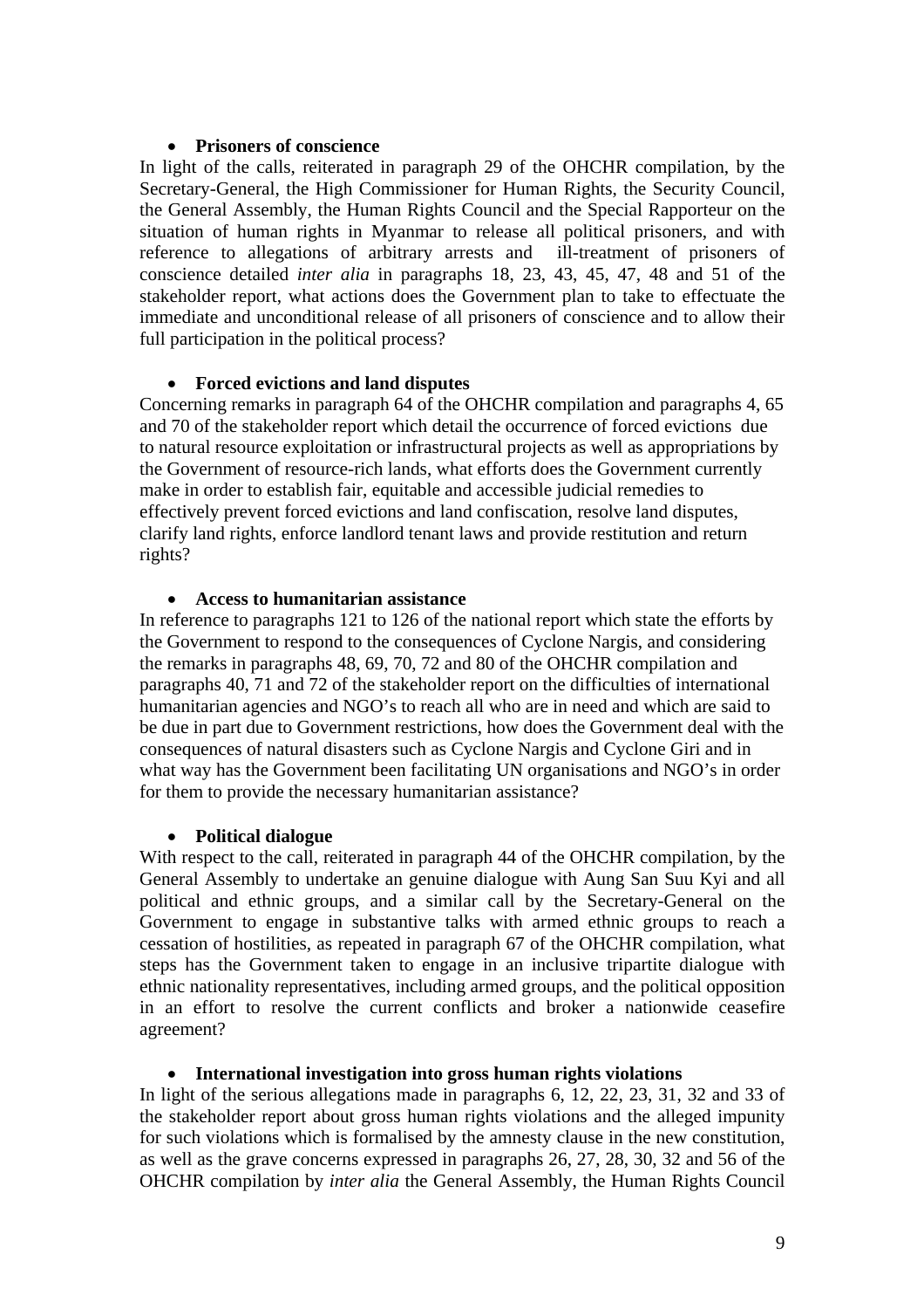- **Prisoners of conscience**

In light of the calls, reiterated in paragraph 29 of the OHCHR compilation, by the Secretary-General, the High Commissioner for Human Rights, the Security Council, the General Assembly, the Human Rights Council and the Special Rapporteur on the situation of human rights in Myanmar to release all political prisoners, and with reference to allegations of arbitrary arrests and ill-treatment of prisoners of conscience detailed *inter alia* in paragraphs 18, 23, 43, 45, 47, 48 and 51 of the stakeholder report, what actions does the Government plan to take to effectuate the immediate and unconditional release of all prisoners of conscience and to allow their full participation in the political process?

- **Forced evictions and land disputes**

Concerning remarks in paragraph 64 of the OHCHR compilation and paragraphs 4, 65 and 70 of the stakeholder report which detail the occurrence of forced evictions due to natural resource exploitation or infrastructural projects as well as appropriations by the Government of resource-rich lands, what efforts does the Government currently make in order to establish fair, equitable and accessible judicial remedies to effectively prevent forced evictions and land confiscation, resolve land disputes, clarify land rights, enforce landlord tenant laws and provide restitution and return rights?

- **Access to humanitarian assistance**

In reference to paragraphs 121 to 126 of the national report which state the efforts by the Government to respond to the consequences of Cyclone Nargis, and considering the remarks in paragraphs 48, 69, 70, 72 and 80 of the OHCHR compilation and paragraphs 40, 71 and 72 of the stakeholder report on the difficulties of international humanitarian agencies and NGO's to reach all who are in need and which are said to be due in part due to Government restrictions, how does the Government deal with the consequences of natural disasters such as Cyclone Nargis and Cyclone Giri and in what way has the Government been facilitating UN organisations and NGO's in order for them to provide the necessary humanitarian assistance?

- **Political dialogue**

With respect to the call, reiterated in paragraph 44 of the OHCHR compilation, by the General Assembly to undertake an genuine dialogue with Aung San Suu Kyi and all political and ethnic groups, and a similar call by the Secretary-General on the Government to engage in substantive talks with armed ethnic groups to reach a cessation of hostilities, as repeated in paragraph 67 of the OHCHR compilation, what steps has the Government taken to engage in an inclusive tripartite dialogue with ethnic nationality representatives, including armed groups, and the political opposition in an effort to resolve the current conflicts and broker a nationwide ceasefire agreement?

- **International investigation into gross human rights violations**

In light of the serious allegations made in paragraphs 6, 12, 22, 23, 31, 32 and 33 of the stakeholder report about gross human rights violations and the alleged impunity for such violations which is formalised by the amnesty clause in the new constitution, as well as the grave concerns expressed in paragraphs 26, 27, 28, 30, 32 and 56 of the OHCHR compilation by *inter alia* the General Assembly, the Human Rights Council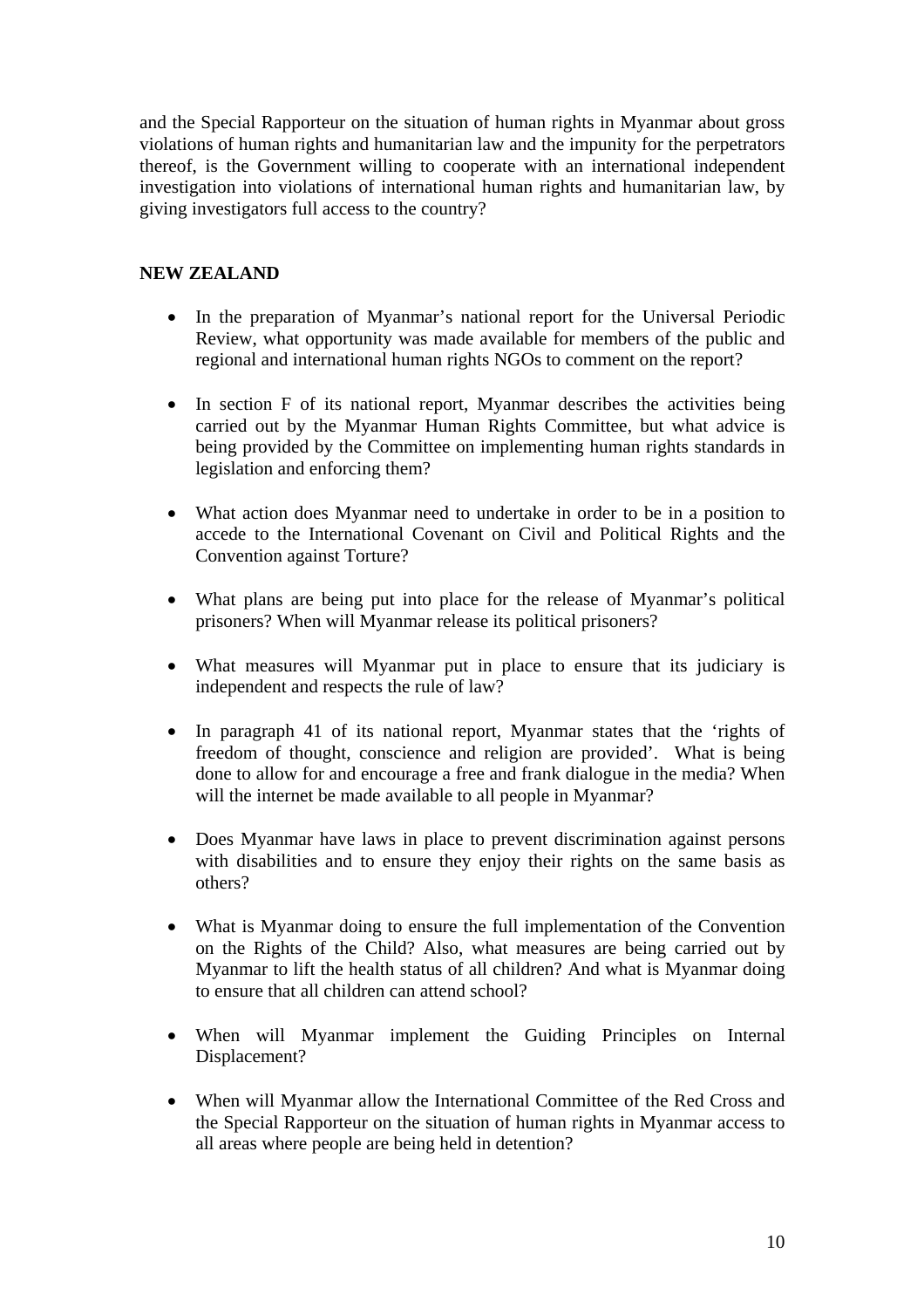and the Special Rapporteur on the situation of human rights in Myanmar about gross violations of human rights and humanitarian law and the impunity for the perpetrators thereof, is the Government willing to cooperate with an international independent investigation into violations of international human rights and humanitarian law, by giving investigators full access to the country?

**NEW ZEALAND**

- In the preparation of Myanmar's national report for the Universal Periodic Review, what opportunity was made available for members of the public and regional and international human rights NGOs to comment on the report?

- In section F of its national report, Myanmar describes the activities being carried out by the Myanmar Human Rights Committee, but what advice is being provided by the Committee on implementing human rights standards in legislation and enforcing them?

- What action does Myanmar need to undertake in order to be in a position to accede to the International Covenant on Civil and Political Rights and the Convention against Torture?

- What plans are being put into place for the release of Myanmar's political prisoners? When will Myanmar release its political prisoners?

- What measures will Myanmar put in place to ensure that its judiciary is independent and respects the rule of law?

- In paragraph 41 of its national report, Myanmar states that the 'rights of freedom of thought, conscience and religion are provided'. What is being done to allow for and encourage a free and frank dialogue in the media? When will the internet be made available to all people in Myanmar?

- Does Myanmar have laws in place to prevent discrimination against persons with disabilities and to ensure they enjoy their rights on the same basis as others?

- What is Myanmar doing to ensure the full implementation of the Convention on the Rights of the Child? Also, what measures are being carried out by Myanmar to lift the health status of all children? And what is Myanmar doing to ensure that all children can attend school?

- When will Myanmar implement the Guiding Principles on Internal Displacement?

- When will Myanmar allow the International Committee of the Red Cross and the Special Rapporteur on the situation of human rights in Myanmar access to all areas where people are being held in detention?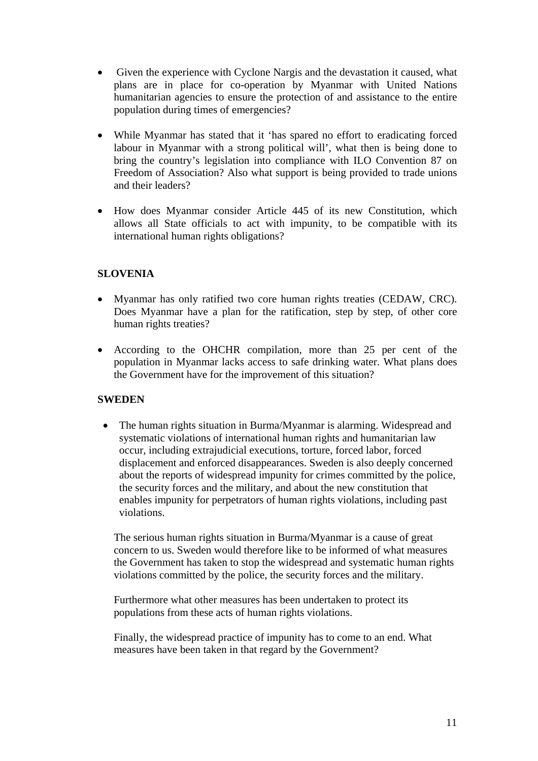- Given the experience with Cyclone Nargis and the devastation it caused, what plans are in place for co-operation by Myanmar with United Nations humanitarian agencies to ensure the protection of and assistance to the entire population during times of emergencies?

- While Myanmar has stated that it 'has spared no effort to eradicating forced labour in Myanmar with a strong political will', what then is being done to bring the country's legislation into compliance with ILO Convention 87 on Freedom of Association? Also what support is being provided to trade unions and their leaders?

- How does Myanmar consider Article 445 of its new Constitution, which allows all State officials to act with impunity, to be compatible with its international human rights obligations?

**SLOVENIA**

- Myanmar has only ratified two core human rights treaties (CEDAW, CRC). Does Myanmar have a plan for the ratification, step by step, of other core human rights treaties?

- According to the OHCHR compilation, more than 25 per cent of the population in Myanmar lacks access to safe drinking water. What plans does the Government have for the improvement of this situation?

**SWEDEN**

- The human rights situation in Burma/Myanmar is alarming. Widespread and systematic violations of international human rights and humanitarian law occur, including extrajudicial executions, torture, forced labor, forced displacement and enforced disappearances. Sweden is also deeply concerned about the reports of widespread impunity for crimes committed by the police, the security forces and the military, and about the new constitution that enables impunity for perpetrators of human rights violations, including past violations.

  The serious human rights situation in Burma/Myanmar is a cause of great concern to us. Sweden would therefore like to be informed of what measures the Government has taken to stop the widespread and systematic human rights violations committed by the police, the security forces and the military.

  Furthermore what other measures has been undertaken to protect its populations from these acts of human rights violations.

  Finally, the widespread practice of impunity has to come to an end. What measures have been taken in that regard by the Government?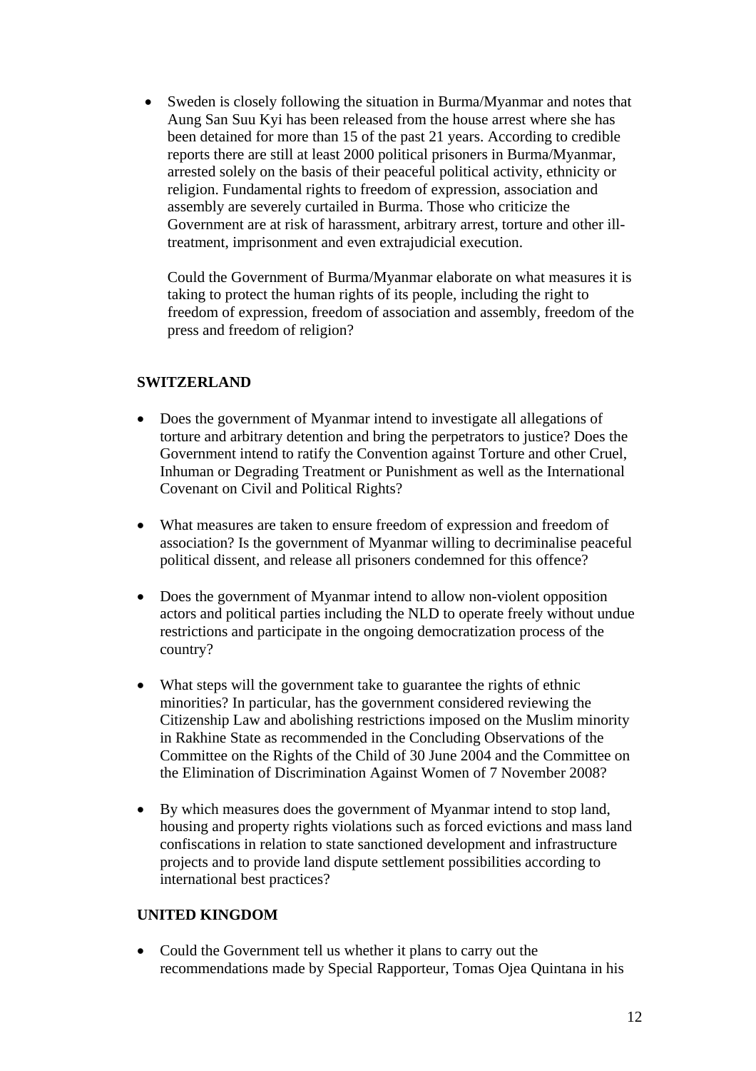- Sweden is closely following the situation in Burma/Myanmar and notes that Aung San Suu Kyi has been released from the house arrest where she has been detained for more than 15 of the past 21 years. According to credible reports there are still at least 2000 political prisoners in Burma/Myanmar, arrested solely on the basis of their peaceful political activity, ethnicity or religion. Fundamental rights to freedom of expression, association and assembly are severely curtailed in Burma. Those who criticize the Government are at risk of harassment, arbitrary arrest, torture and other ill-treatment, imprisonment and even extrajudicial execution.

  Could the Government of Burma/Myanmar elaborate on what measures it is taking to protect the human rights of its people, including the right to freedom of expression, freedom of association and assembly, freedom of the press and freedom of religion?

**SWITZERLAND**

- Does the government of Myanmar intend to investigate all allegations of torture and arbitrary detention and bring the perpetrators to justice? Does the Government intend to ratify the Convention against Torture and other Cruel, Inhuman or Degrading Treatment or Punishment as well as the International Covenant on Civil and Political Rights?

- What measures are taken to ensure freedom of expression and freedom of association? Is the government of Myanmar willing to decriminalise peaceful political dissent, and release all prisoners condemned for this offence?

- Does the government of Myanmar intend to allow non-violent opposition actors and political parties including the NLD to operate freely without undue restrictions and participate in the ongoing democratization process of the country?

- What steps will the government take to guarantee the rights of ethnic minorities? In particular, has the government considered reviewing the Citizenship Law and abolishing restrictions imposed on the Muslim minority in Rakhine State as recommended in the Concluding Observations of the Committee on the Rights of the Child of 30 June 2004 and the Committee on the Elimination of Discrimination Against Women of 7 November 2008?

- By which measures does the government of Myanmar intend to stop land, housing and property rights violations such as forced evictions and mass land confiscations in relation to state sanctioned development and infrastructure projects and to provide land dispute settlement possibilities according to international best practices?

**UNITED KINGDOM**

- Could the Government tell us whether it plans to carry out the recommendations made by Special Rapporteur, Tomas Ojea Quintana in his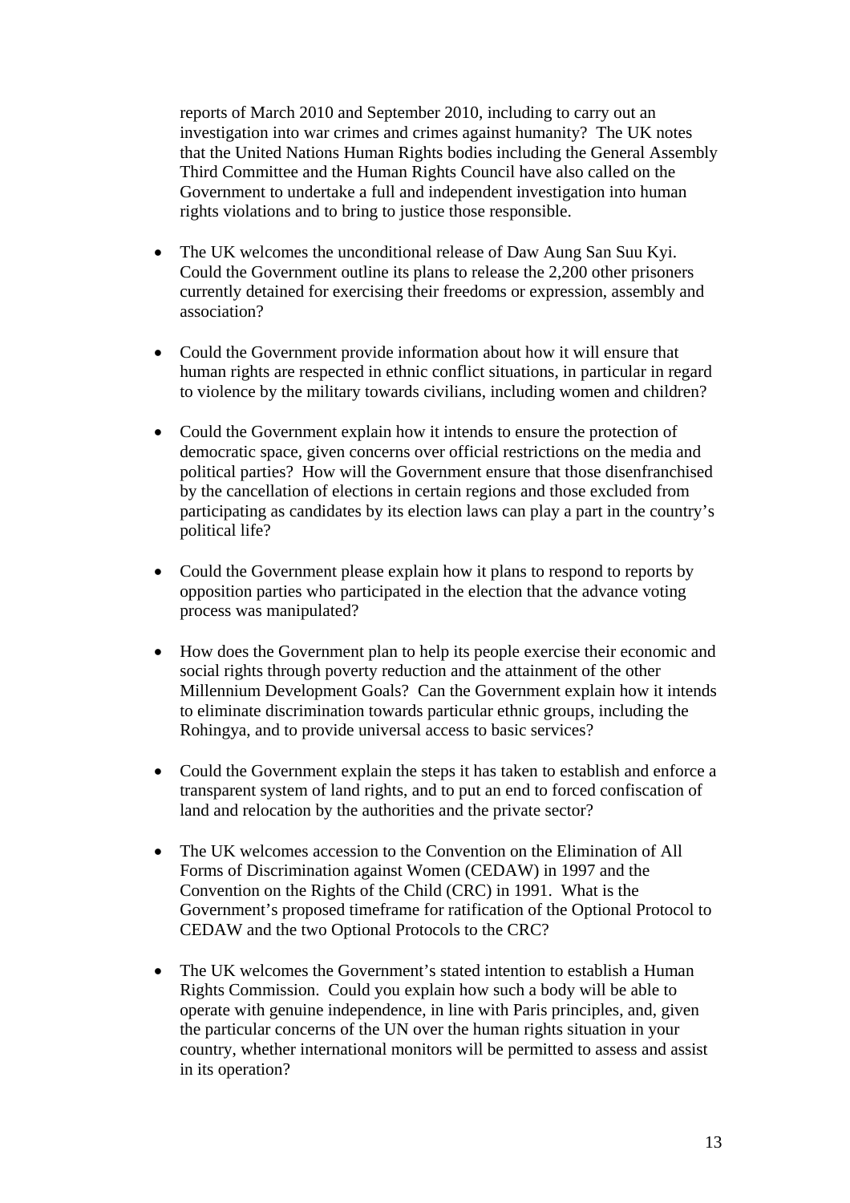reports of March 2010 and September 2010, including to carry out an investigation into war crimes and crimes against humanity? The UK notes that the United Nations Human Rights bodies including the General Assembly Third Committee and the Human Rights Council have also called on the Government to undertake a full and independent investigation into human rights violations and to bring to justice those responsible.

- The UK welcomes the unconditional release of Daw Aung San Suu Kyi. Could the Government outline its plans to release the 2,200 other prisoners currently detained for exercising their freedoms or expression, assembly and association?

- Could the Government provide information about how it will ensure that human rights are respected in ethnic conflict situations, in particular in regard to violence by the military towards civilians, including women and children?

- Could the Government explain how it intends to ensure the protection of democratic space, given concerns over official restrictions on the media and political parties? How will the Government ensure that those disenfranchised by the cancellation of elections in certain regions and those excluded from participating as candidates by its election laws can play a part in the country's political life?

- Could the Government please explain how it plans to respond to reports by opposition parties who participated in the election that the advance voting process was manipulated?

- How does the Government plan to help its people exercise their economic and social rights through poverty reduction and the attainment of the other Millennium Development Goals? Can the Government explain how it intends to eliminate discrimination towards particular ethnic groups, including the Rohingya, and to provide universal access to basic services?

- Could the Government explain the steps it has taken to establish and enforce a transparent system of land rights, and to put an end to forced confiscation of land and relocation by the authorities and the private sector?

- The UK welcomes accession to the Convention on the Elimination of All Forms of Discrimination against Women (CEDAW) in 1997 and the Convention on the Rights of the Child (CRC) in 1991. What is the Government's proposed timeframe for ratification of the Optional Protocol to CEDAW and the two Optional Protocols to the CRC?

- The UK welcomes the Government's stated intention to establish a Human Rights Commission. Could you explain how such a body will be able to operate with genuine independence, in line with Paris principles, and, given the particular concerns of the UN over the human rights situation in your country, whether international monitors will be permitted to assess and assist in its operation?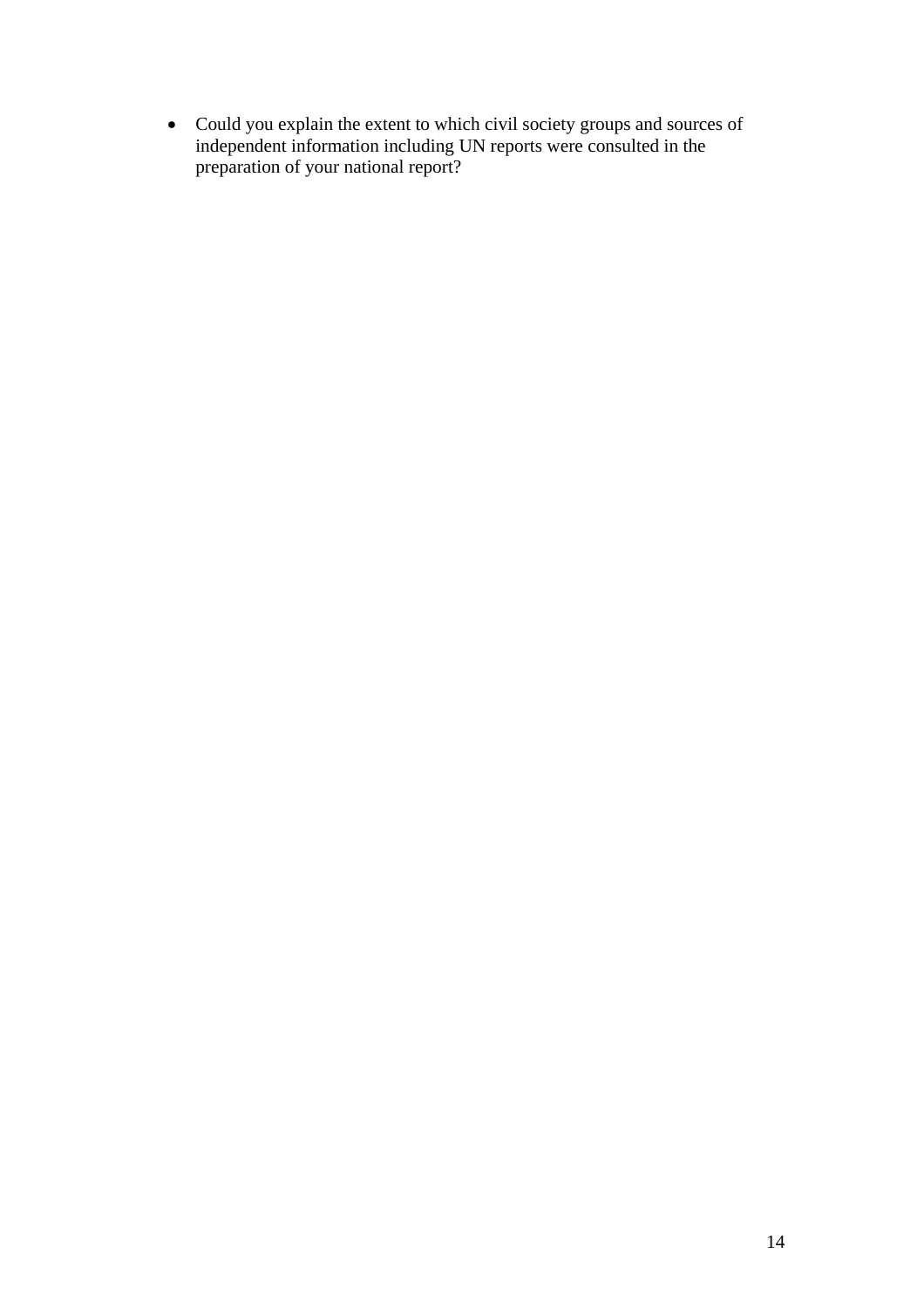- Could you explain the extent to which civil society groups and sources of independent information including UN reports were consulted in the preparation of your national report?